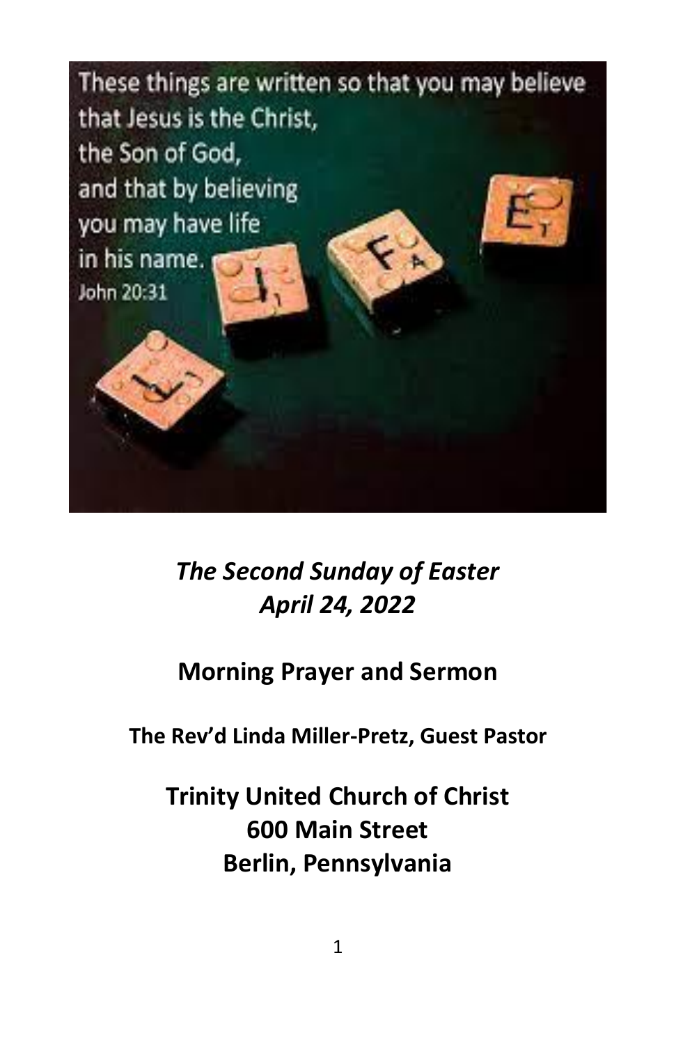These things are written so that you may believe that Jesus is the Christ, the Son of God, and that by believing you may have life in his name.
John 20:31

*The Second Sunday of Easter*
*April 24, 2022*

## Morning Prayer and Sermon

**The Rev'd Linda Miller-Pretz, Guest Pastor**

## Trinity United Church of Christ
## 600 Main Street
## Berlin, Pennsylvania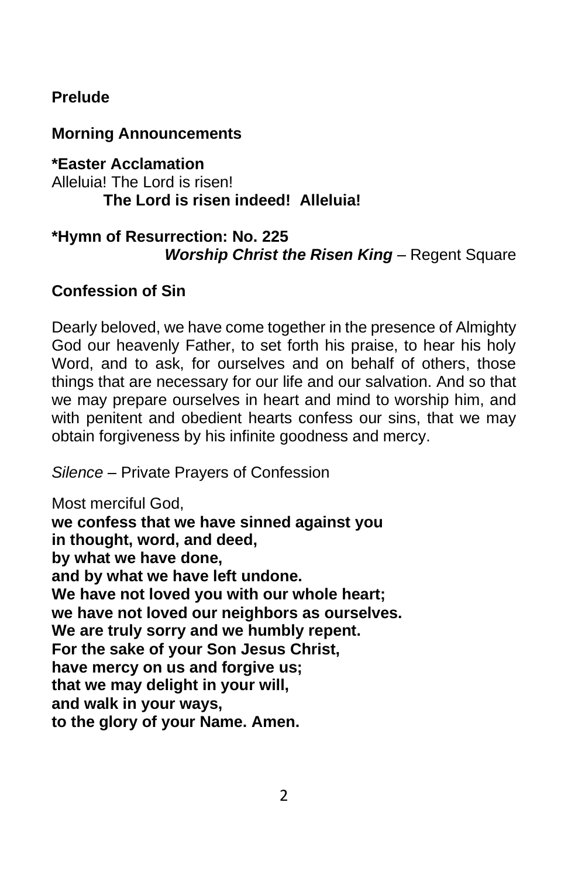**Prelude**

**Morning Announcements**

**\*Easter Acclamation**
Alleluia! The Lord is risen!
**The Lord is risen indeed! Alleluia!**

**\*Hymn of Resurrection: No. 225**
***Worship Christ the Risen King*** – Regent Square

**Confession of Sin**

Dearly beloved, we have come together in the presence of Almighty God our heavenly Father, to set forth his praise, to hear his holy Word, and to ask, for ourselves and on behalf of others, those things that are necessary for our life and our salvation. And so that we may prepare ourselves in heart and mind to worship him, and with penitent and obedient hearts confess our sins, that we may obtain forgiveness by his infinite goodness and mercy.

*Silence* – Private Prayers of Confession

Most merciful God,
**we confess that we have sinned against you**
**in thought, word, and deed,**
**by what we have done,**
**and by what we have left undone.**
**We have not loved you with our whole heart;**
**we have not loved our neighbors as ourselves.**
**We are truly sorry and we humbly repent.**
**For the sake of your Son Jesus Christ,**
**have mercy on us and forgive us;**
**that we may delight in your will,**
**and walk in your ways,**
**to the glory of your Name. Amen.**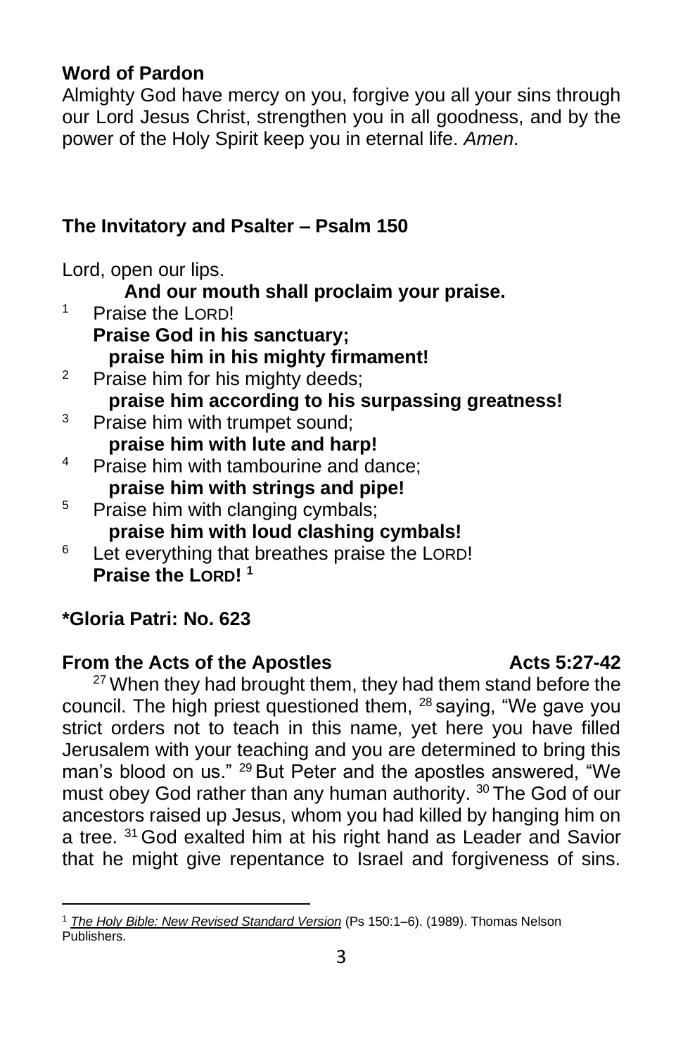**Word of Pardon**

Almighty God have mercy on you, forgive you all your sins through our Lord Jesus Christ, strengthen you in all goodness, and by the power of the Holy Spirit keep you in eternal life. *Amen*.

**The Invitatory and Psalter – Psalm 150**

Lord, open our lips.

**And our mouth shall proclaim your praise.**

[1] Praise the LORD!
**Praise God in his sanctuary;**
**praise him in his mighty firmament!**

[2] Praise him for his mighty deeds;
**praise him according to his surpassing greatness!**

[3] Praise him with trumpet sound;
**praise him with lute and harp!**

[4] Praise him with tambourine and dance;
**praise him with strings and pipe!**

[5] Praise him with clanging cymbals;
**praise him with loud clashing cymbals!**

[6] Let everything that breathes praise the LORD!
**Praise the LORD!** [1]

**\*Gloria Patri: No. 623**

**From the Acts of the Apostles** **Acts 5:27-42**

[27] When they had brought them, they had them stand before the council. The high priest questioned them, [28] saying, "We gave you strict orders not to teach in this name, yet here you have filled Jerusalem with your teaching and you are determined to bring this man's blood on us." [29] But Peter and the apostles answered, "We must obey God rather than any human authority. [30] The God of our ancestors raised up Jesus, whom you had killed by hanging him on a tree. [31] God exalted him at his right hand as Leader and Savior that he might give repentance to Israel and forgiveness of sins.

---

[1] *The Holy Bible: New Revised Standard Version* (Ps 150:1–6). (1989). Thomas Nelson Publishers.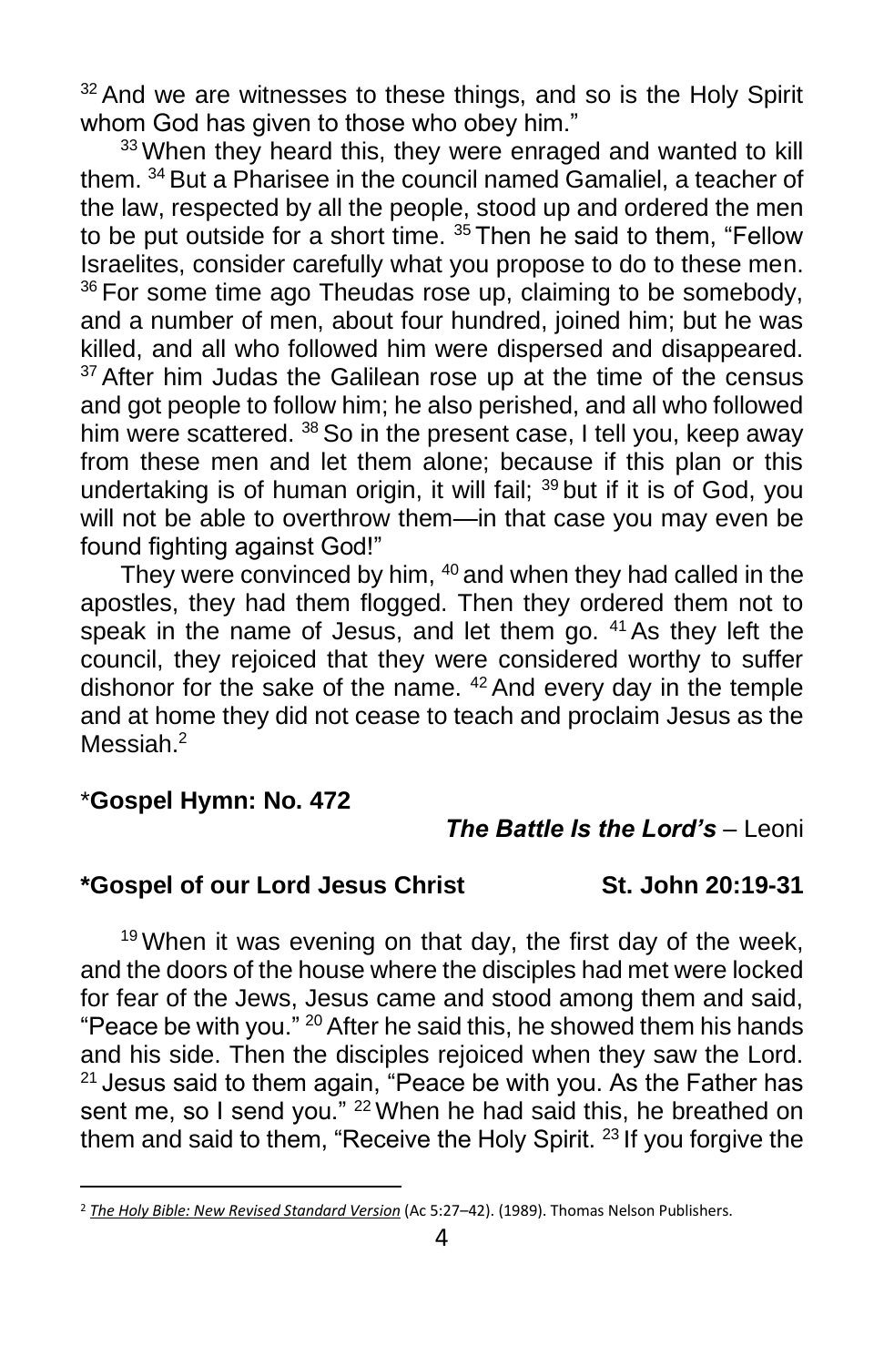[32] And we are witnesses to these things, and so is the Holy Spirit whom God has given to those who obey him."

[33] When they heard this, they were enraged and wanted to kill them. [34] But a Pharisee in the council named Gamaliel, a teacher of the law, respected by all the people, stood up and ordered the men to be put outside for a short time. [35] Then he said to them, "Fellow Israelites, consider carefully what you propose to do to these men. [36] For some time ago Theudas rose up, claiming to be somebody, and a number of men, about four hundred, joined him; but he was killed, and all who followed him were dispersed and disappeared. [37] After him Judas the Galilean rose up at the time of the census and got people to follow him; he also perished, and all who followed him were scattered. [38] So in the present case, I tell you, keep away from these men and let them alone; because if this plan or this undertaking is of human origin, it will fail; [39] but if it is of God, you will not be able to overthrow them—in that case you may even be found fighting against God!"

They were convinced by him, [40] and when they had called in the apostles, they had them flogged. Then they ordered them not to speak in the name of Jesus, and let them go. [41] As they left the council, they rejoiced that they were considered worthy to suffer dishonor for the sake of the name. [42] And every day in the temple and at home they did not cease to teach and proclaim Jesus as the Messiah.[2]

*__Gospel Hymn: No. 472__

***The Battle Is the Lord's*** – Leoni

**\*Gospel of our Lord Jesus Christ — St. John 20:19-31**

[19] When it was evening on that day, the first day of the week, and the doors of the house where the disciples had met were locked for fear of the Jews, Jesus came and stood among them and said, "Peace be with you." [20] After he said this, he showed them his hands and his side. Then the disciples rejoiced when they saw the Lord. [21] Jesus said to them again, "Peace be with you. As the Father has sent me, so I send you." [22] When he had said this, he breathed on them and said to them, "Receive the Holy Spirit. [23] If you forgive the

---

[2] *The Holy Bible: New Revised Standard Version* (Ac 5:27–42). (1989). Thomas Nelson Publishers.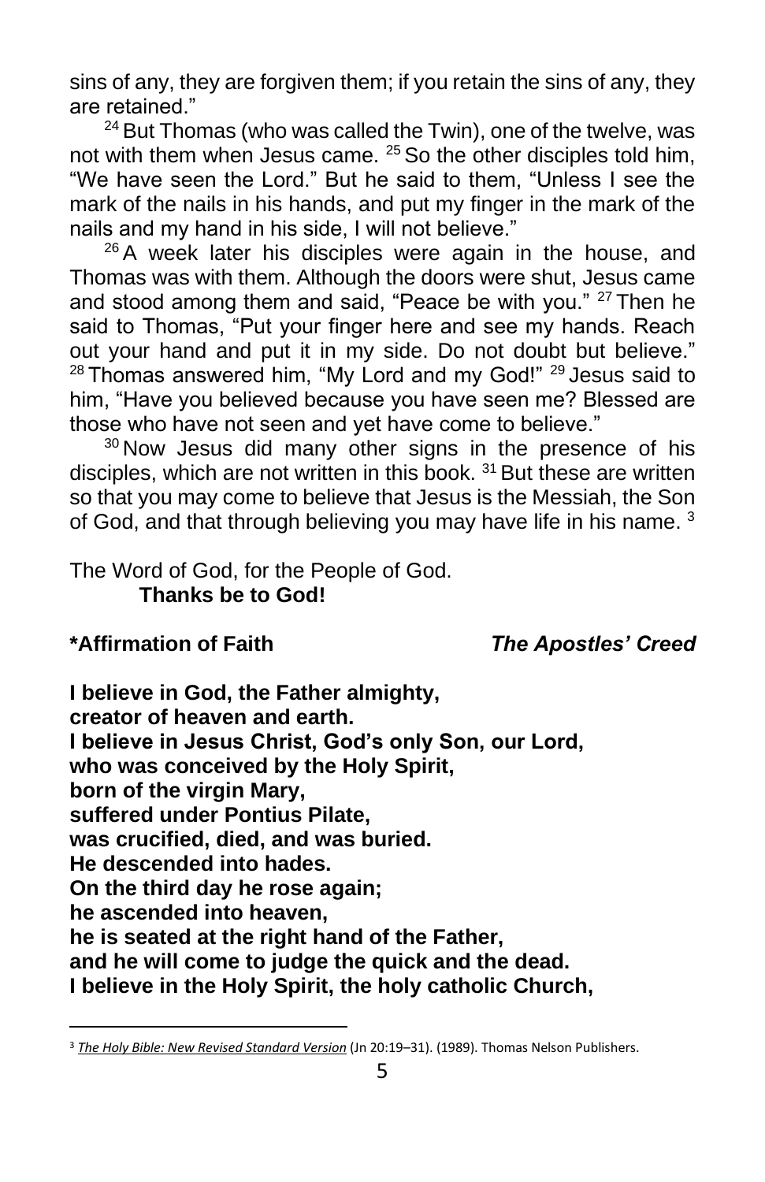sins of any, they are forgiven them; if you retain the sins of any, they are retained."

[24] But Thomas (who was called the Twin), one of the twelve, was not with them when Jesus came. [25] So the other disciples told him, "We have seen the Lord." But he said to them, "Unless I see the mark of the nails in his hands, and put my finger in the mark of the nails and my hand in his side, I will not believe."

[26] A week later his disciples were again in the house, and Thomas was with them. Although the doors were shut, Jesus came and stood among them and said, "Peace be with you." [27] Then he said to Thomas, "Put your finger here and see my hands. Reach out your hand and put it in my side. Do not doubt but believe." [28] Thomas answered him, "My Lord and my God!" [29] Jesus said to him, "Have you believed because you have seen me? Blessed are those who have not seen and yet have come to believe."

[30] Now Jesus did many other signs in the presence of his disciples, which are not written in this book. [31] But these are written so that you may come to believe that Jesus is the Messiah, the Son of God, and that through believing you may have life in his name. [3]

The Word of God, for the People of God.
**Thanks be to God!**

**\*Affirmation of Faith** ***The Apostles' Creed***

**I believe in God, the Father almighty,
creator of heaven and earth.
I believe in Jesus Christ, God's only Son, our Lord,
who was conceived by the Holy Spirit,
born of the virgin Mary,
suffered under Pontius Pilate,
was crucified, died, and was buried.
He descended into hades.
On the third day he rose again;
he ascended into heaven,
he is seated at the right hand of the Father,
and he will come to judge the quick and the dead.
I believe in the Holy Spirit, the holy catholic Church,**

---

[3] *The Holy Bible: New Revised Standard Version* (Jn 20:19–31). (1989). Thomas Nelson Publishers.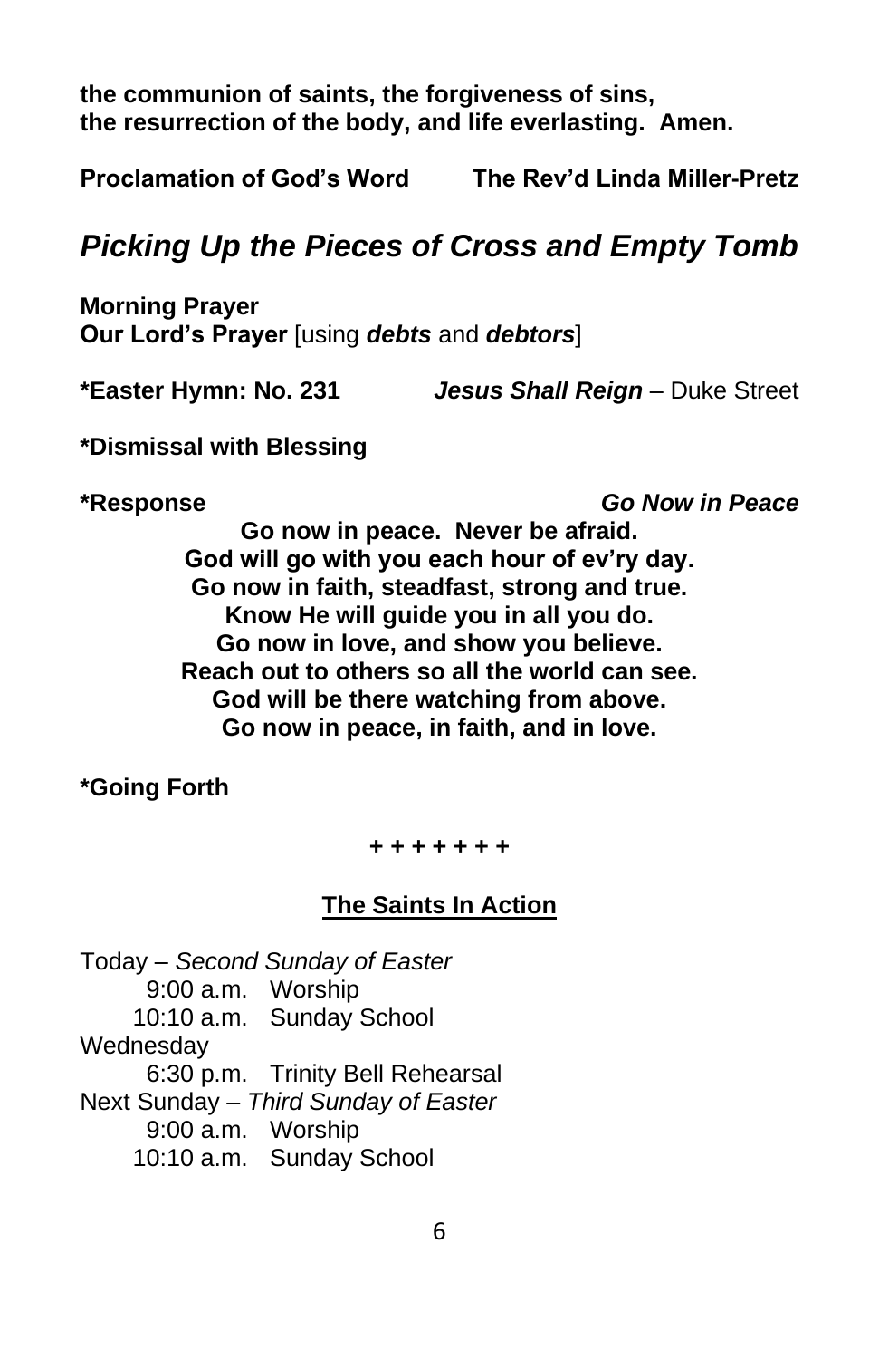**the communion of saints, the forgiveness of sins,**
**the resurrection of the body, and life everlasting. Amen.**

**Proclamation of God's Word** **The Rev'd Linda Miller-Pretz**

## *Picking Up the Pieces of Cross and Empty Tomb*

**Morning Prayer**
**Our Lord's Prayer** [using ***debts*** and ***debtors***]

**\*Easter Hymn: No. 231** ***Jesus Shall Reign*** – Duke Street

**\*Dismissal with Blessing**

**\*Response** ***Go Now in Peace***

**Go now in peace. Never be afraid.**
**God will go with you each hour of ev'ry day.**
**Go now in faith, steadfast, strong and true.**
**Know He will guide you in all you do.**
**Go now in love, and show you believe.**
**Reach out to others so all the world can see.**
**God will be there watching from above.**
**Go now in peace, in faith, and in love.**

**\*Going Forth**

**+ + + + + + +**

### The Saints In Action

Today – *Second Sunday of Easter*
 9:00 a.m. Worship
 10:10 a.m. Sunday School
Wednesday
 6:30 p.m. Trinity Bell Rehearsal
Next Sunday – *Third Sunday of Easter*
 9:00 a.m. Worship
 10:10 a.m. Sunday School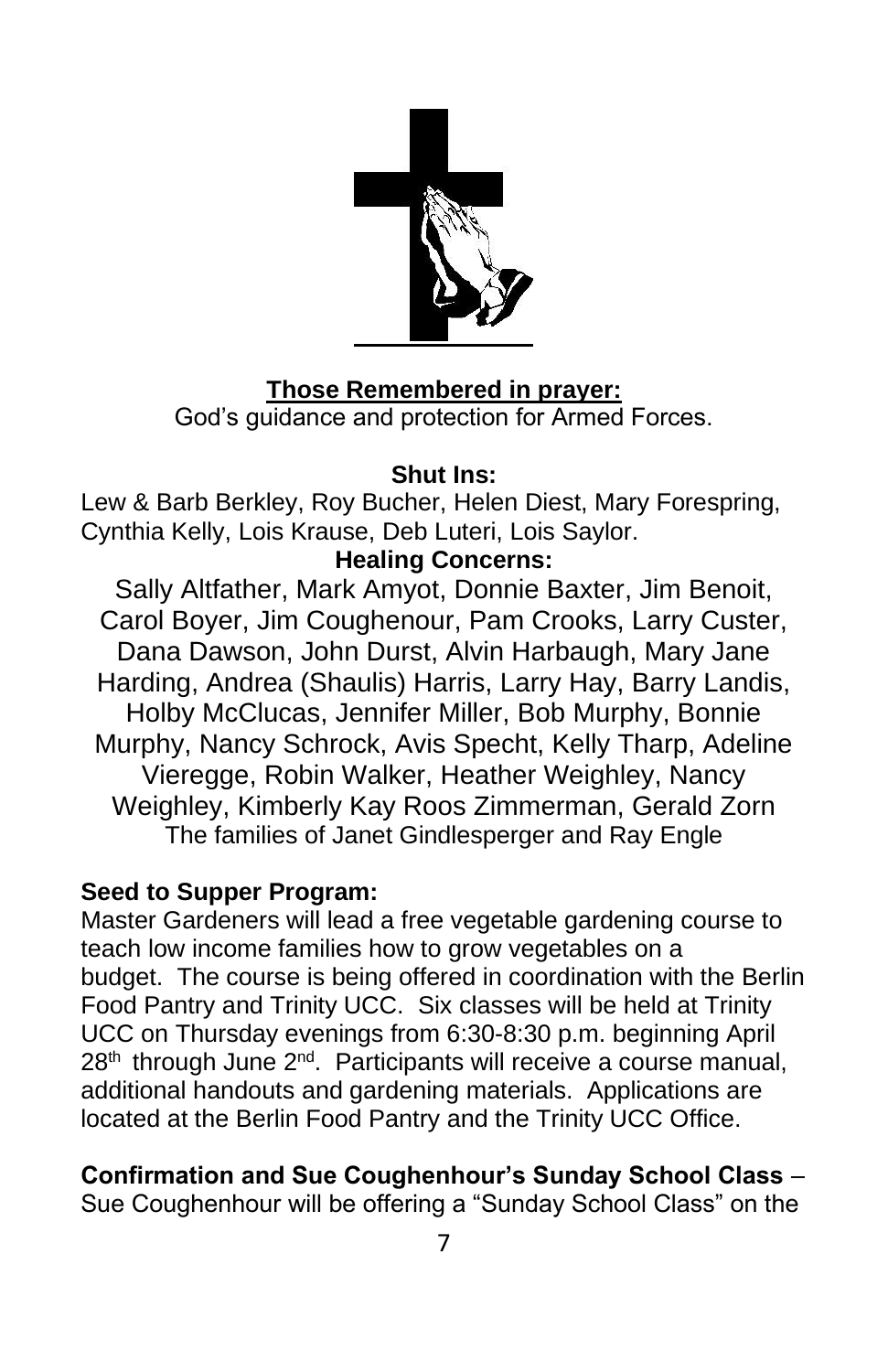**Those Remembered in prayer:**

God's guidance and protection for Armed Forces.

**Shut Ins:**

Lew & Barb Berkley, Roy Bucher, Helen Diest, Mary Forespring, Cynthia Kelly, Lois Krause, Deb Luteri, Lois Saylor.

**Healing Concerns:**

Sally Altfather, Mark Amyot, Donnie Baxter, Jim Benoit, Carol Boyer, Jim Coughenour, Pam Crooks, Larry Custer, Dana Dawson, John Durst, Alvin Harbaugh, Mary Jane Harding, Andrea (Shaulis) Harris, Larry Hay, Barry Landis, Holby McClucas, Jennifer Miller, Bob Murphy, Bonnie Murphy, Nancy Schrock, Avis Specht, Kelly Tharp, Adeline Vieregge, Robin Walker, Heather Weighley, Nancy Weighley, Kimberly Kay Roos Zimmerman, Gerald Zorn

The families of Janet Gindlesperger and Ray Engle

**Seed to Supper Program:**

Master Gardeners will lead a free vegetable gardening course to teach low income families how to grow vegetables on a budget. The course is being offered in coordination with the Berlin Food Pantry and Trinity UCC. Six classes will be held at Trinity UCC on Thursday evenings from 6:30-8:30 p.m. beginning April 28th through June 2nd. Participants will receive a course manual, additional handouts and gardening materials. Applications are located at the Berlin Food Pantry and the Trinity UCC Office.

**Confirmation and Sue Coughenhour's Sunday School Class** – Sue Coughenhour will be offering a "Sunday School Class" on the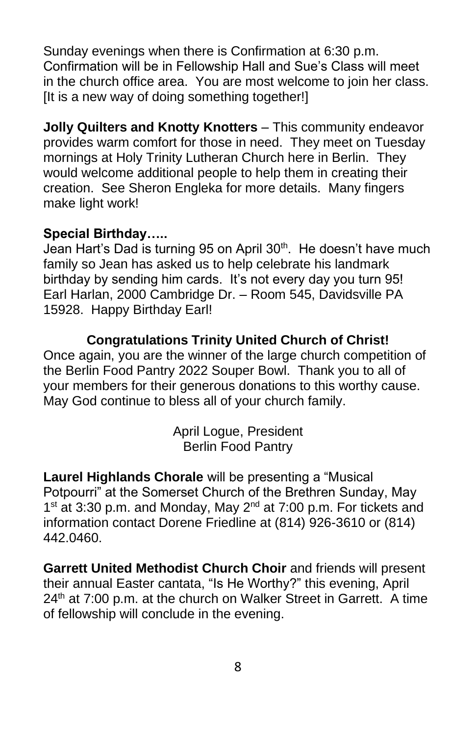Sunday evenings when there is Confirmation at 6:30 p.m. Confirmation will be in Fellowship Hall and Sue's Class will meet in the church office area. You are most welcome to join her class. [It is a new way of doing something together!]

**Jolly Quilters and Knotty Knotters** – This community endeavor provides warm comfort for those in need. They meet on Tuesday mornings at Holy Trinity Lutheran Church here in Berlin. They would welcome additional people to help them in creating their creation. See Sheron Engleka for more details. Many fingers make light work!

**Special Birthday…..**

Jean Hart's Dad is turning 95 on April 30th. He doesn't have much family so Jean has asked us to help celebrate his landmark birthday by sending him cards. It's not every day you turn 95! Earl Harlan, 2000 Cambridge Dr. – Room 545, Davidsville PA 15928. Happy Birthday Earl!

**Congratulations Trinity United Church of Christ!**

Once again, you are the winner of the large church competition of the Berlin Food Pantry 2022 Souper Bowl. Thank you to all of your members for their generous donations to this worthy cause. May God continue to bless all of your church family.

April Logue, President
Berlin Food Pantry

**Laurel Highlands Chorale** will be presenting a "Musical Potpourri" at the Somerset Church of the Brethren Sunday, May 1st at 3:30 p.m. and Monday, May 2nd at 7:00 p.m. For tickets and information contact Dorene Friedline at (814) 926-3610 or (814) 442.0460.

**Garrett United Methodist Church Choir** and friends will present their annual Easter cantata, "Is He Worthy?" this evening, April 24th at 7:00 p.m. at the church on Walker Street in Garrett. A time of fellowship will conclude in the evening.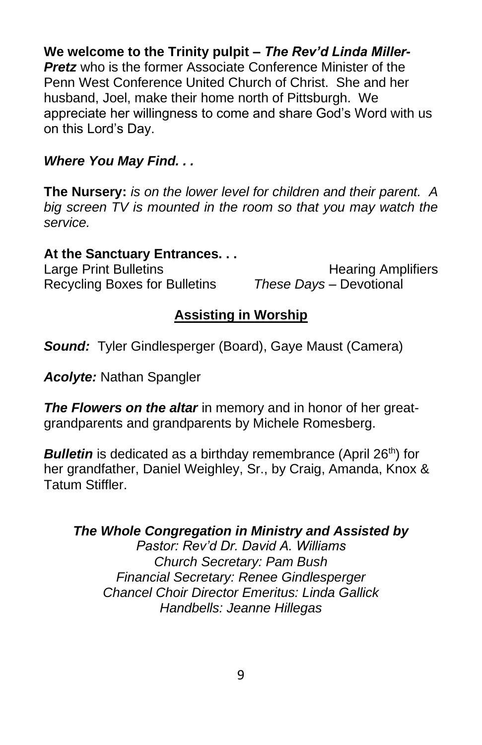**We welcome to the Trinity pulpit – *The Rev'd Linda Miller-Pretz*** who is the former Associate Conference Minister of the Penn West Conference United Church of Christ. She and her husband, Joel, make their home north of Pittsburgh. We appreciate her willingness to come and share God's Word with us on this Lord's Day.

***Where You May Find. . .***

**The Nursery:** *is on the lower level for children and their parent. A big screen TV is mounted in the room so that you may watch the service.*

**At the Sanctuary Entrances. . .**

Large Print Bulletins
Hearing Amplifiers
Recycling Boxes for Bulletins
*These Days* – Devotional

## Assisting in Worship

***Sound:*** Tyler Gindlesperger (Board), Gaye Maust (Camera)

***Acolyte:*** Nathan Spangler

***The Flowers on the altar*** in memory and in honor of her great-grandparents and grandparents by Michele Romesberg.

***Bulletin*** is dedicated as a birthday remembrance (April 26th) for her grandfather, Daniel Weighley, Sr., by Craig, Amanda, Knox & Tatum Stiffler.

***The Whole Congregation in Ministry and Assisted by***

*Pastor: Rev'd Dr. David A. Williams*
*Church Secretary: Pam Bush*
*Financial Secretary: Renee Gindlesperger*
*Chancel Choir Director Emeritus: Linda Gallick*
*Handbells: Jeanne Hillegas*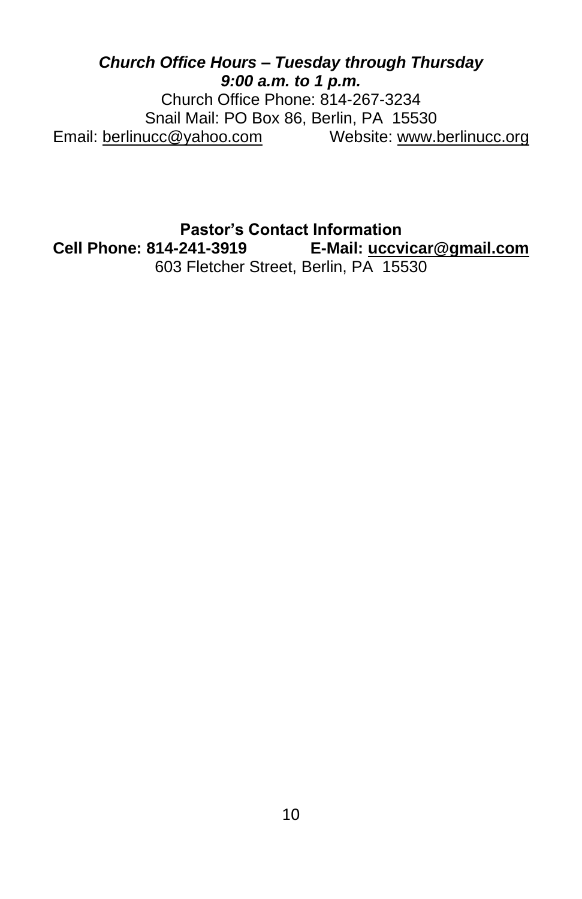***Church Office Hours – Tuesday through Thursday***
***9:00 a.m. to 1 p.m.***

Church Office Phone: 814-267-3234
Snail Mail: PO Box 86, Berlin, PA 15530
Email: berlinucc@yahoo.com Website: www.berlinucc.org

**Pastor's Contact Information**
**Cell Phone: 814-241-3919 E-Mail: uccvicar@gmail.com**
603 Fletcher Street, Berlin, PA 15530